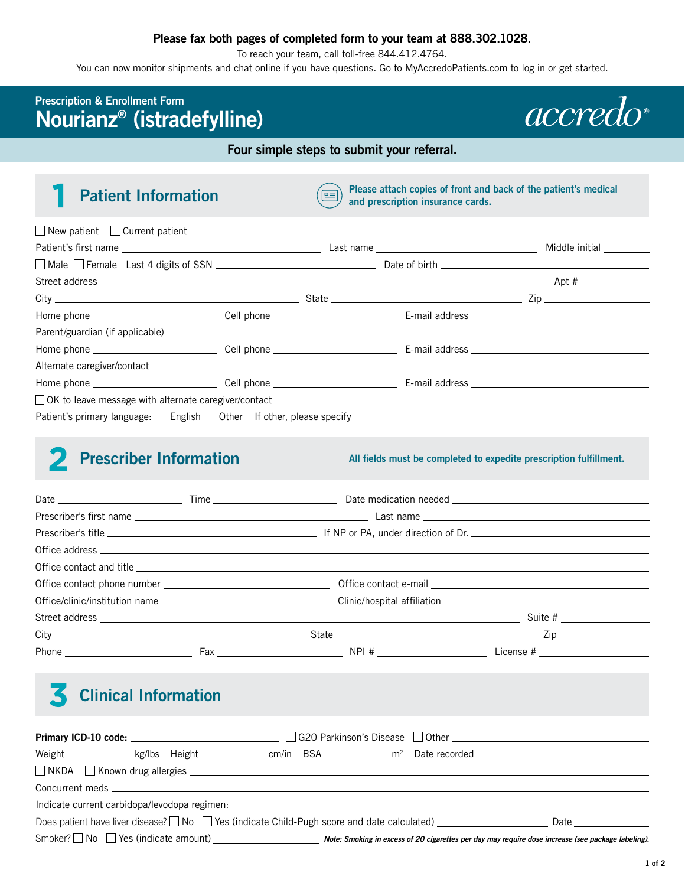**Please fax both pages of completed form to your team at 888.302.1028.**

To reach your team, call toll-free 844.412.4764.

You can now monitor shipments and chat online if you have questions. Go to MyAccredoPatients.com to log in or get started.

Prescription & Enrollment Form

# Nourianz® (istradefylline)

accredo®

**Four simple steps to submit your referral.**

## 1 Patient Information

**Please attach copies of front and back of the patient's medical and prescription insurance cards.**

☐ New patient ☐ Current patient

Patient's first name ____________ Last name ____________ Middle initial ______

☐ Male ☐ Female Last 4 digits of SSN ____________ Date of birth ____________

Street address ____________ Apt # ______

City ____________ State ____________ Zip ______

Home phone ____________ Cell phone ____________ E-mail address ____________

Parent/guardian (if applicable) ____________

Home phone ____________ Cell phone ____________ E-mail address ____________

Alternate caregiver/contact ____________

Home phone ____________ Cell phone ____________ E-mail address ____________

☐ OK to leave message with alternate caregiver/contact

Patient's primary language: ☐ English ☐ Other If other, please specify ____________

## 2 Prescriber Information

**All fields must be completed to expedite prescription fulfillment.**

Date ____________ Time ____________ Date medication needed ____________

Prescriber's first name ____________ Last name ____________

Prescriber's title ____________ If NP or PA, under direction of Dr. ____________

Office address ____________

Office contact and title ____________

Office contact phone number ____________ Office contact e-mail ____________

Office/clinic/institution name ____________ Clinic/hospital affiliation ____________

Street address ____________ Suite # ______

City ____________ State ____________ Zip ______

Phone ____________ Fax ____________ NPI # ____________ License # ____________

## 3 Clinical Information

**Primary ICD-10 code:** ____________ ☐ G20 Parkinson's Disease ☐ Other ____________

Weight ______ kg/lbs Height ______ cm/in BSA ______ $m^2$ Date recorded ____________

☐ NKDA ☐ Known drug allergies ____________

Concurrent meds ____________

Indicate current carbidopa/levodopa regimen: ____________

Does patient have liver disease? ☐ No ☐ Yes (indicate Child-Pugh score and date calculated) ____________ Date ______

Smoker? ☐ No ☐ Yes (indicate amount) ____________ ***Note: Smoking in excess of 20 cigarettes per day may require dose increase (see package labeling).***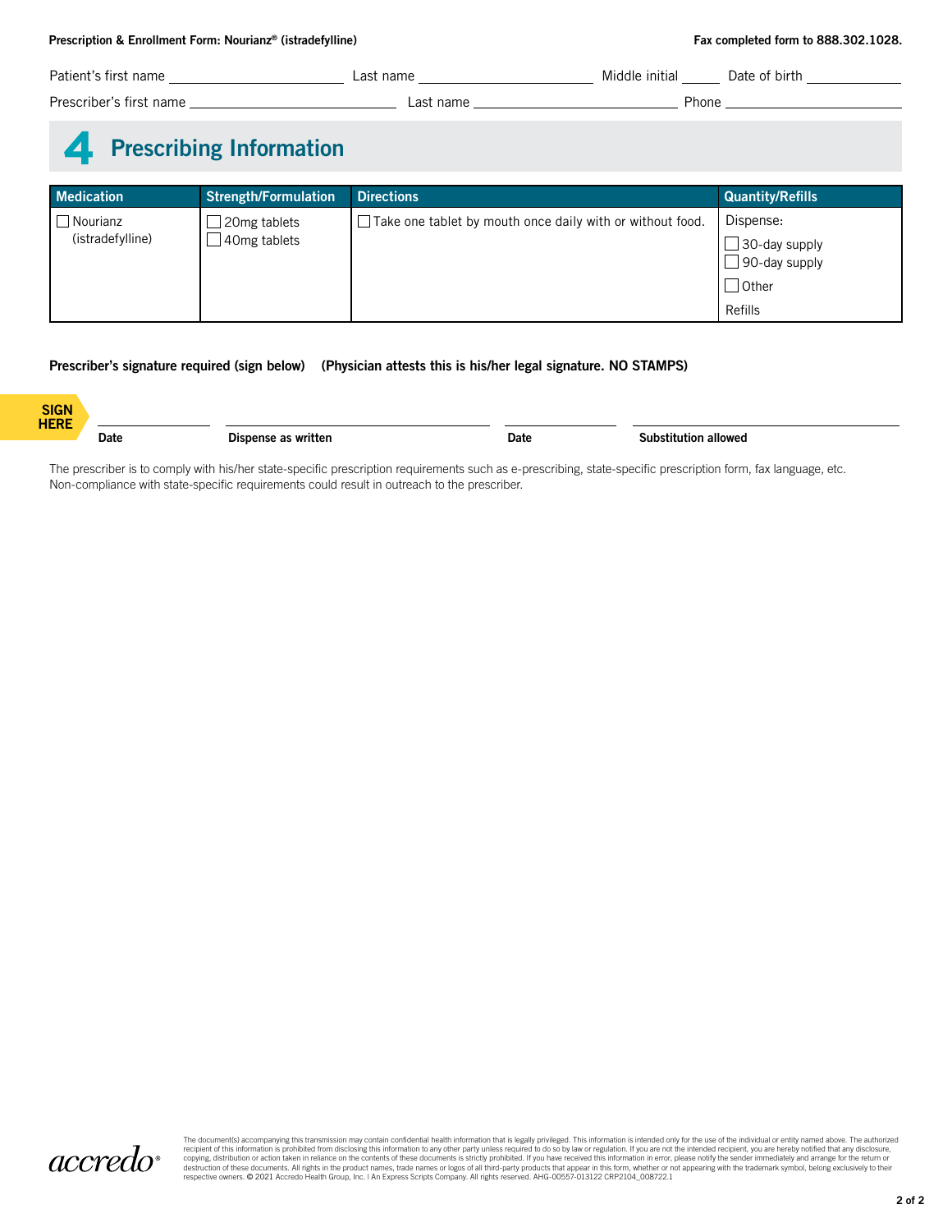**Prescription & Enrollment Form: Nourianz® (istradefylline)** **Fax completed form to 888.302.1028.**

Patient's first name ____________________ Last name ____________________ Middle initial _____ Date of birth ____________

Prescriber's first name ____________________ Last name ____________________ Phone ____________________

## 4 Prescribing Information

| Medication | Strength/Formulation | Directions | Quantity/Refills |
|---|---|---|---|
| ☐ Nourianz (istradefylline) | ☐ 20mg tablets<br>☐ 40mg tablets | ☐ Take one tablet by mouth once daily with or without food. | Dispense:<br>☐ 30-day supply<br>☐ 90-day supply<br>☐ Other<br>Refills |

**Prescriber's signature required (sign below)** **(Physician attests this is his/her legal signature. NO STAMPS)**

**SIGN HERE**

**Date** ____________ **Dispense as written** ____________________ **Date** ____________ **Substitution allowed** ____________________

The prescriber is to comply with his/her state-specific prescription requirements such as e-prescribing, state-specific prescription form, fax language, etc. Non-compliance with state-specific requirements could result in outreach to the prescriber.

accredo®

The document(s) accompanying this transmission may contain confidential health information that is legally privileged. This information is intended only for the use of the individual or entity named above. The authorized recipient of this information is prohibited from disclosing this information to any other party unless required to do so by law or regulation. If you are not the intended recipient, you are hereby notified that any disclosure, copying, distribution or action taken in reliance on the contents of these documents is strictly prohibited. If you have received this information in error, please notify the sender immediately and arrange for the return or destruction of these documents. All rights in the product names, trade names or logos of all third-party products that appear in this form, whether or not appearing with the trademark symbol, belong exclusively to their respective owners. © 2021 Accredo Health Group, Inc. | An Express Scripts Company. All rights reserved. AHG-00557-013122 CRP2104_008722.1